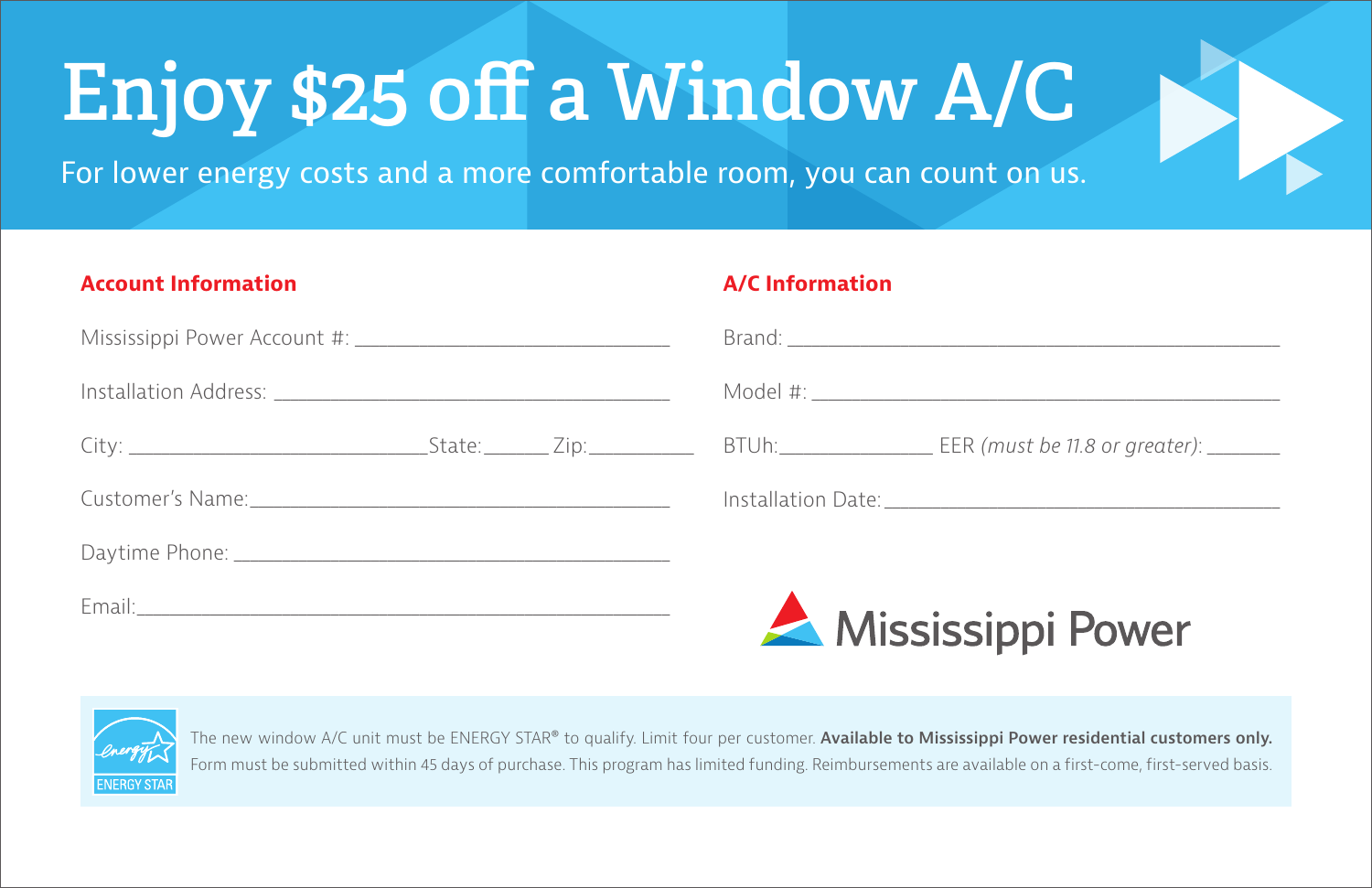# Enjoy $25 off a Window A/C

For lower energy costs and a more comfortable room, you can count on us.

## Account Information

Mississippi Power Account #: ______________________________

Installation Address: ______________________________

City: ______________________State:______ Zip:_________

Customer's Name:______________________________

Daytime Phone: ______________________________

Email:______________________________

## A/C Information

Brand: ______________________________

Model #: ______________________________

BTUh:______________ EER *(must be 11.8 or greater)*: _______

Installation Date:______________________________

Mississippi Power

ENERGY STAR

The new window A/C unit must be ENERGY STAR® to qualify. Limit four per customer. **Available to Mississippi Power residential customers only.** Form must be submitted within 45 days of purchase. This program has limited funding. Reimbursements are available on a first-come, first-served basis.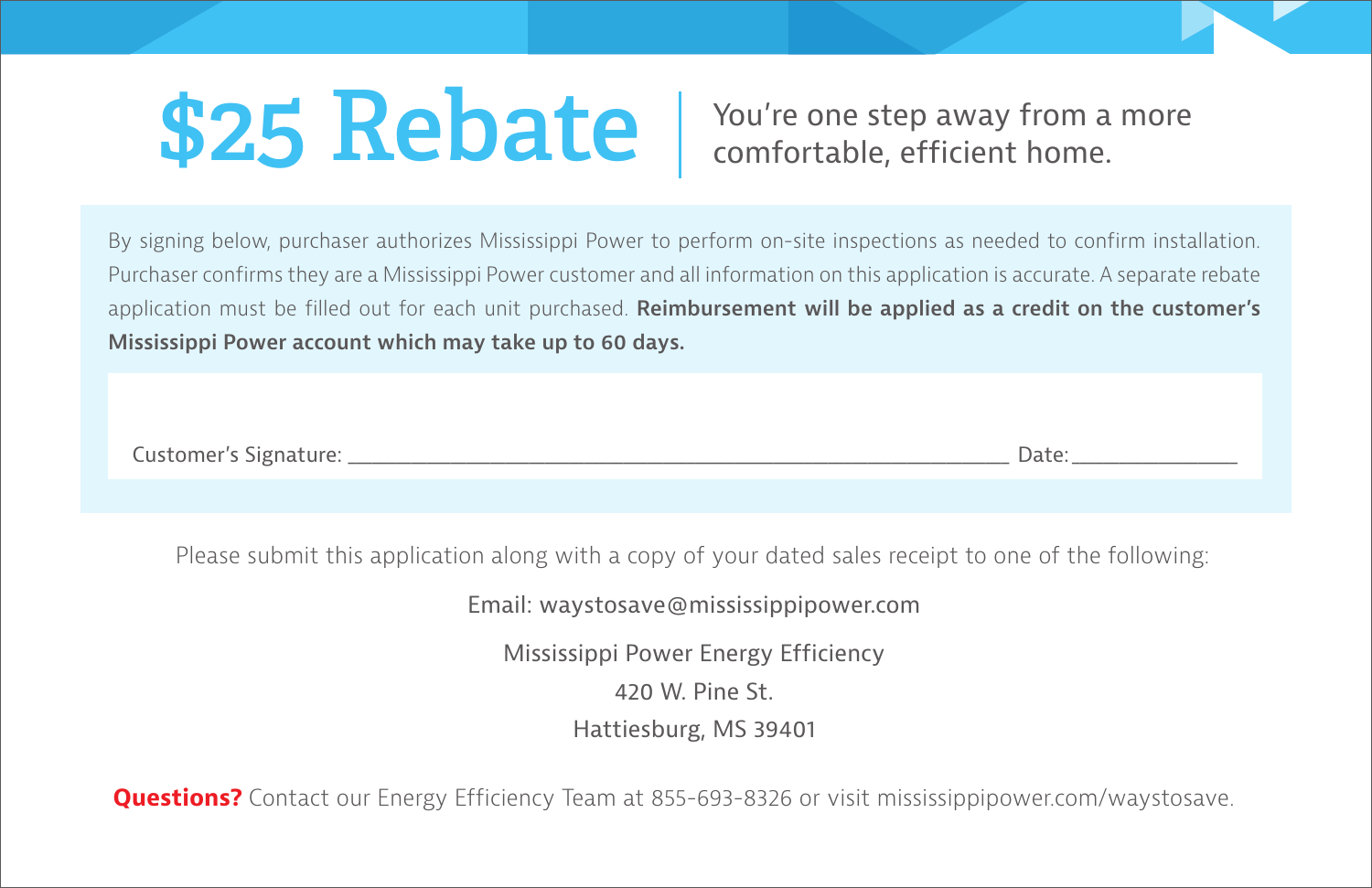# $25 Rebate

You're one step away from a more comfortable, efficient home.

By signing below, purchaser authorizes Mississippi Power to perform on-site inspections as needed to confirm installation. Purchaser confirms they are a Mississippi Power customer and all information on this application is accurate. A separate rebate application must be filled out for each unit purchased. **Reimbursement will be applied as a credit on the customer's Mississippi Power account which may take up to 60 days.**

Customer's Signature: ______________________________________________ Date: ______________

Please submit this application along with a copy of your dated sales receipt to one of the following:

Email: waystosave@mississippipower.com

Mississippi Power Energy Efficiency
420 W. Pine St.
Hattiesburg, MS 39401

**Questions?** Contact our Energy Efficiency Team at 855-693-8326 or visit mississippipower.com/waystosave.